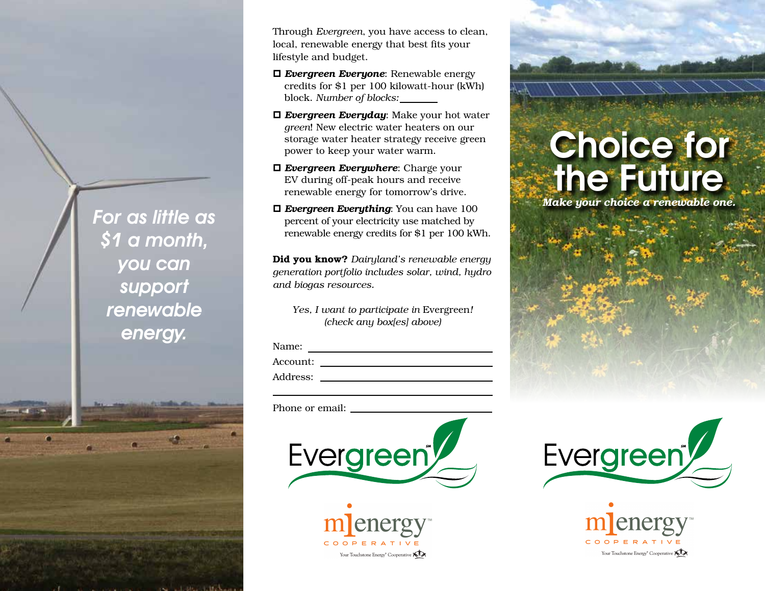For as little as $1 a month, you can support renewable energy.

Through *Evergreen*, you have access to clean, local, renewable energy that best fits your lifestyle and budget.

- ☐ ***Evergreen Everyone***: Renewable energy credits for $1 per 100 kilowatt-hour (kWh) block. *Number of blocks:* ______
- ☐ ***Evergreen Everyday***: Make your hot water *green*! New electric water heaters on our storage water heater strategy receive green power to keep your water warm.
- ☐ ***Evergreen Everywhere***: Charge your EV during off-peak hours and receive renewable energy for tomorrow's drive.
- ☐ ***Evergreen Everything***: You can have 100 percent of your electricity use matched by renewable energy credits for $1 per 100 kWh.

**Did you know?** *Dairyland's renewable energy generation portfolio includes solar, wind, hydro and biogas resources.*

*Yes, I want to participate in* Evergreen*!*
*(check any box[es] above)*

Name: ______________________

Account: ______________________

Address: ______________________

______________________

Phone or email: ______________________

Evergreen℠

mienergy COOPERATIVE
Your Touchstone Energy® Cooperative

# Choice for the Future

***Make your choice a renewable one.***

Evergreen℠

mienergy COOPERATIVE
Your Touchstone Energy® Cooperative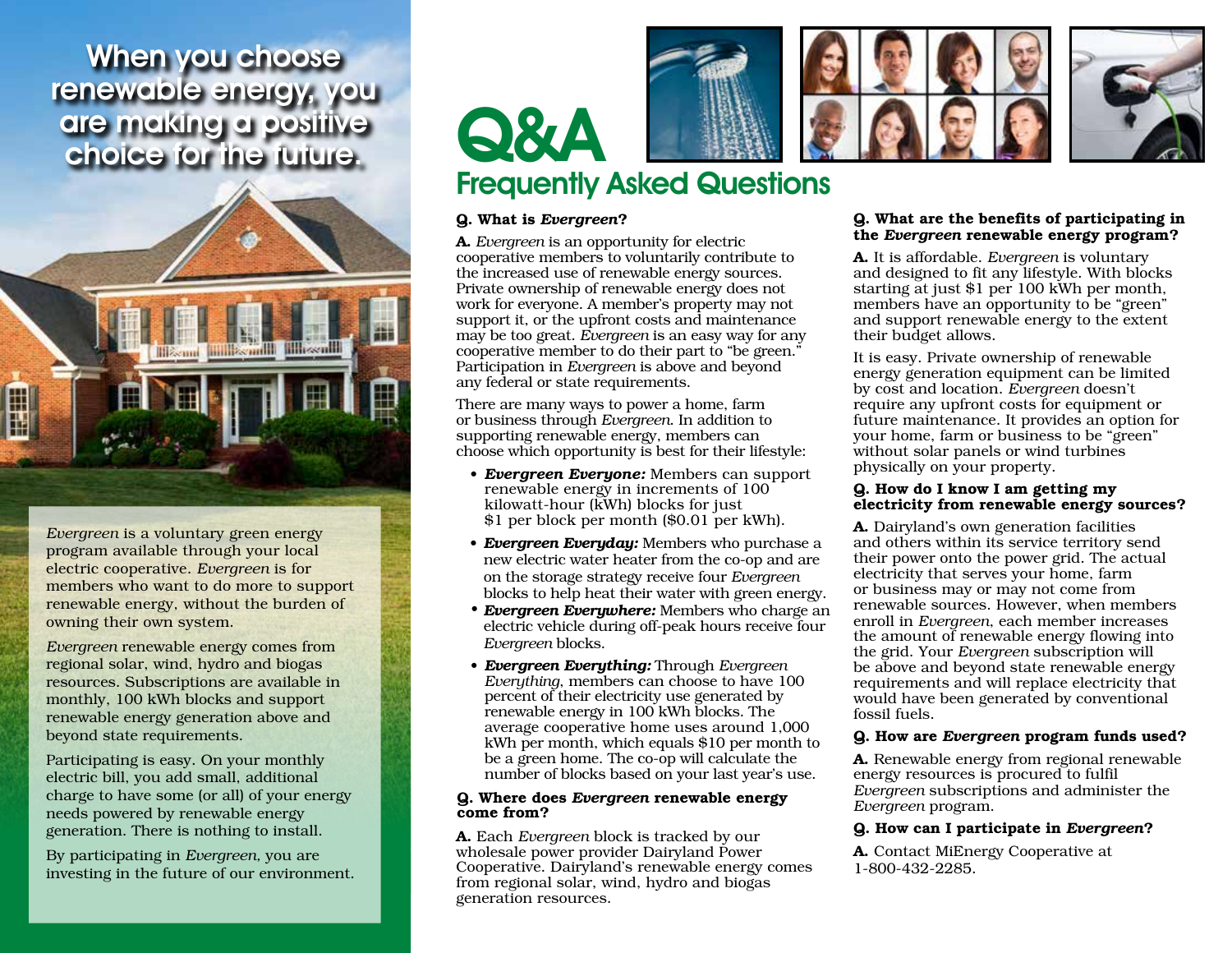# When you choose renewable energy, you are making a positive choice for the future.

*Evergreen* is a voluntary green energy program available through your local electric cooperative. *Evergreen* is for members who want to do more to support renewable energy, without the burden of owning their own system.

*Evergreen* renewable energy comes from regional solar, wind, hydro and biogas resources. Subscriptions are available in monthly, 100 kWh blocks and support renewable energy generation above and beyond state requirements.

Participating is easy. On your monthly electric bill, you add small, additional charge to have some (or all) of your energy needs powered by renewable energy generation. There is nothing to install.

By participating in *Evergreen*, you are investing in the future of our environment.

# Q&A

## Frequently Asked Questions

**Q. What is *Evergreen*?**

**A.** *Evergreen* is an opportunity for electric cooperative members to voluntarily contribute to the increased use of renewable energy sources. Private ownership of renewable energy does not work for everyone. A member's property may not support it, or the upfront costs and maintenance may be too great. *Evergreen* is an easy way for any cooperative member to do their part to "be green." Participation in *Evergreen* is above and beyond any federal or state requirements.

There are many ways to power a home, farm or business through *Evergreen*. In addition to supporting renewable energy, members can choose which opportunity is best for their lifestyle:

- ***Evergreen Everyone:*** Members can support renewable energy in increments of 100 kilowatt-hour (kWh) blocks for just $1 per block per month ($0.01 per kWh).
- ***Evergreen Everyday:*** Members who purchase a new electric water heater from the co-op and are on the storage strategy receive four *Evergreen* blocks to help heat their water with green energy.
- ***Evergreen Everywhere:*** Members who charge an electric vehicle during off-peak hours receive four *Evergreen* blocks.
- ***Evergreen Everything:*** Through *Evergreen Everything*, members can choose to have 100 percent of their electricity use generated by renewable energy in 100 kWh blocks. The average cooperative home uses around 1,000 kWh per month, which equals $10 per month to be a green home. The co-op will calculate the number of blocks based on your last year's use.

**Q. Where does *Evergreen* renewable energy come from?**

**A.** Each *Evergreen* block is tracked by our wholesale power provider Dairyland Power Cooperative. Dairyland's renewable energy comes from regional solar, wind, hydro and biogas generation resources.

**Q. What are the benefits of participating in the *Evergreen* renewable energy program?**

**A.** It is affordable. *Evergreen* is voluntary and designed to fit any lifestyle. With blocks starting at just $1 per 100 kWh per month, members have an opportunity to be "green" and support renewable energy to the extent their budget allows.

It is easy. Private ownership of renewable energy generation equipment can be limited by cost and location. *Evergreen* doesn't require any upfront costs for equipment or future maintenance. It provides an option for your home, farm or business to be "green" without solar panels or wind turbines physically on your property.

**Q. How do I know I am getting my electricity from renewable energy sources?**

**A.** Dairyland's own generation facilities and others within its service territory send their power onto the power grid. The actual electricity that serves your home, farm or business may or may not come from renewable sources. However, when members enroll in *Evergreen*, each member increases the amount of renewable energy flowing into the grid. Your *Evergreen* subscription will be above and beyond state renewable energy requirements and will replace electricity that would have been generated by conventional fossil fuels.

**Q. How are *Evergreen* program funds used?**

**A.** Renewable energy from regional renewable energy resources is procured to fulfil *Evergreen* subscriptions and administer the *Evergreen* program.

**Q. How can I participate in *Evergreen*?**

**A.** Contact MiEnergy Cooperative at 1-800-432-2285.